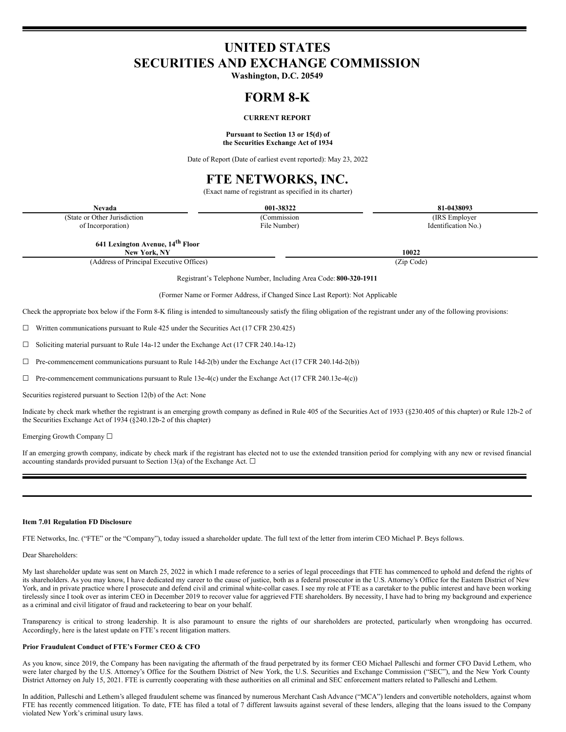# UNITED STATES
# SECURITIES AND EXCHANGE COMMISSION

**Washington, D.C. 20549**

# FORM 8-K

**CURRENT REPORT**

**Pursuant to Section 13 or 15(d) of the Securities Exchange Act of 1934**

Date of Report (Date of earliest event reported): May 23, 2022

# FTE NETWORKS, INC.

(Exact name of registrant as specified in its charter)

| **Nevada** | **001-38322** | **81-0438093** |
|---|---|---|
| (State or Other Jurisdiction of Incorporation) | (Commission File Number) | (IRS Employer Identification No.) |

| **641 Lexington Avenue, 14th Floor New York, NY** | **10022** |
|---|---|
| (Address of Principal Executive Offices) | (Zip Code) |

Registrant's Telephone Number, Including Area Code: **800-320-1911**

(Former Name or Former Address, if Changed Since Last Report): Not Applicable

Check the appropriate box below if the Form 8-K filing is intended to simultaneously satisfy the filing obligation of the registrant under any of the following provisions:

☐ Written communications pursuant to Rule 425 under the Securities Act (17 CFR 230.425)

☐ Soliciting material pursuant to Rule 14a-12 under the Exchange Act (17 CFR 240.14a-12)

☐ Pre-commencement communications pursuant to Rule 14d-2(b) under the Exchange Act (17 CFR 240.14d-2(b))

☐ Pre-commencement communications pursuant to Rule 13e-4(c) under the Exchange Act (17 CFR 240.13e-4(c))

Securities registered pursuant to Section 12(b) of the Act: None

Indicate by check mark whether the registrant is an emerging growth company as defined in Rule 405 of the Securities Act of 1933 (§230.405 of this chapter) or Rule 12b-2 of the Securities Exchange Act of 1934 (§240.12b-2 of this chapter)

Emerging Growth Company ☐

If an emerging growth company, indicate by check mark if the registrant has elected not to use the extended transition period for complying with any new or revised financial accounting standards provided pursuant to Section 13(a) of the Exchange Act. ☐

---

**Item 7.01 Regulation FD Disclosure**

FTE Networks, Inc. ("FTE" or the "Company"), today issued a shareholder update. The full text of the letter from interim CEO Michael P. Beys follows.

Dear Shareholders:

My last shareholder update was sent on March 25, 2022 in which I made reference to a series of legal proceedings that FTE has commenced to uphold and defend the rights of its shareholders. As you may know, I have dedicated my career to the cause of justice, both as a federal prosecutor in the U.S. Attorney's Office for the Eastern District of New York, and in private practice where I prosecute and defend civil and criminal white-collar cases. I see my role at FTE as a caretaker to the public interest and have been working tirelessly since I took over as interim CEO in December 2019 to recover value for aggrieved FTE shareholders. By necessity, I have had to bring my background and experience as a criminal and civil litigator of fraud and racketeering to bear on your behalf.

Transparency is critical to strong leadership. It is also paramount to ensure the rights of our shareholders are protected, particularly when wrongdoing has occurred. Accordingly, here is the latest update on FTE's recent litigation matters.

**Prior Fraudulent Conduct of FTE's Former CEO & CFO**

As you know, since 2019, the Company has been navigating the aftermath of the fraud perpetrated by its former CEO Michael Palleschi and former CFO David Lethem, who were later charged by the U.S. Attorney's Office for the Southern District of New York, the U.S. Securities and Exchange Commission ("SEC"), and the New York County District Attorney on July 15, 2021. FTE is currently cooperating with these authorities on all criminal and SEC enforcement matters related to Palleschi and Lethem.

In addition, Palleschi and Lethem's alleged fraudulent scheme was financed by numerous Merchant Cash Advance ("MCA") lenders and convertible noteholders, against whom FTE has recently commenced litigation. To date, FTE has filed a total of 7 different lawsuits against several of these lenders, alleging that the loans issued to the Company violated New York's criminal usury laws.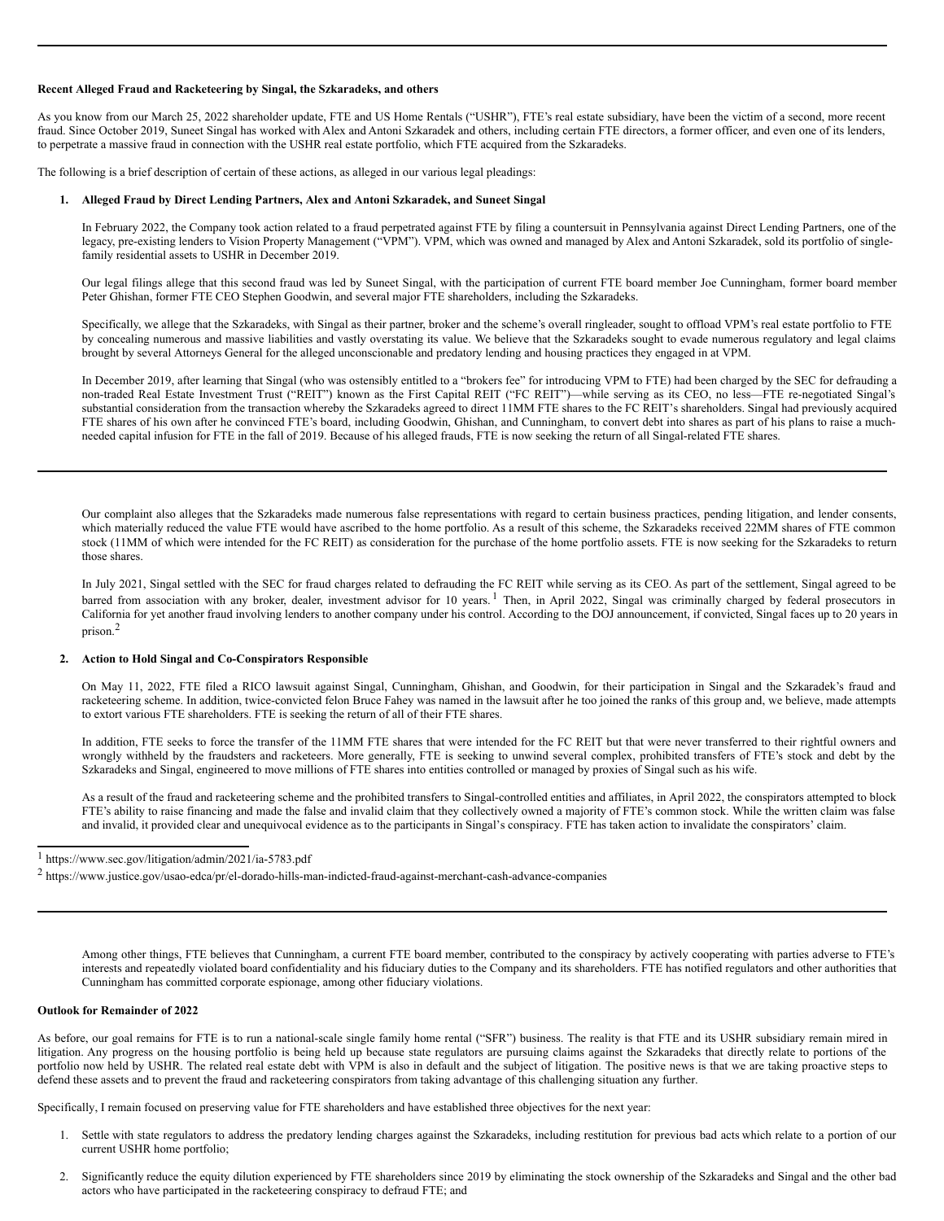**Recent Alleged Fraud and Racketeering by Singal, the Szkaradeks, and others**

As you know from our March 25, 2022 shareholder update, FTE and US Home Rentals ("USHR"), FTE's real estate subsidiary, have been the victim of a second, more recent fraud. Since October 2019, Suneet Singal has worked with Alex and Antoni Szkaradek and others, including certain FTE directors, a former officer, and even one of its lenders, to perpetrate a massive fraud in connection with the USHR real estate portfolio, which FTE acquired from the Szkaradeks.

The following is a brief description of certain of these actions, as alleged in our various legal pleadings:

1. **Alleged Fraud by Direct Lending Partners, Alex and Antoni Szkaradek, and Suneet Singal**

   In February 2022, the Company took action related to a fraud perpetrated against FTE by filing a countersuit in Pennsylvania against Direct Lending Partners, one of the legacy, pre-existing lenders to Vision Property Management ("VPM"). VPM, which was owned and managed by Alex and Antoni Szkaradek, sold its portfolio of single-family residential assets to USHR in December 2019.

   Our legal filings allege that this second fraud was led by Suneet Singal, with the participation of current FTE board member Joe Cunningham, former board member Peter Ghishan, former FTE CEO Stephen Goodwin, and several major FTE shareholders, including the Szkaradeks.

   Specifically, we allege that the Szkaradeks, with Singal as their partner, broker and the scheme's overall ringleader, sought to offload VPM's real estate portfolio to FTE by concealing numerous and massive liabilities and vastly overstating its value. We believe that the Szkaradeks sought to evade numerous regulatory and legal claims brought by several Attorneys General for the alleged unconscionable and predatory lending and housing practices they engaged in at VPM.

   In December 2019, after learning that Singal (who was ostensibly entitled to a "brokers fee" for introducing VPM to FTE) had been charged by the SEC for defrauding a non-traded Real Estate Investment Trust ("REIT") known as the First Capital REIT ("FC REIT")—while serving as its CEO, no less—FTE re-negotiated Singal's substantial consideration from the transaction whereby the Szkaradeks agreed to direct 11MM FTE shares to the FC REIT's shareholders. Singal had previously acquired FTE shares of his own after he convinced FTE's board, including Goodwin, Ghishan, and Cunningham, to convert debt into shares as part of his plans to raise a much-needed capital infusion for FTE in the fall of 2019. Because of his alleged frauds, FTE is now seeking the return of all Singal-related FTE shares.

   Our complaint also alleges that the Szkaradeks made numerous false representations with regard to certain business practices, pending litigation, and lender consents, which materially reduced the value FTE would have ascribed to the home portfolio. As a result of this scheme, the Szkaradeks received 22MM shares of FTE common stock (11MM of which were intended for the FC REIT) as consideration for the purchase of the home portfolio assets. FTE is now seeking for the Szkaradeks to return those shares.

   In July 2021, Singal settled with the SEC for fraud charges related to defrauding the FC REIT while serving as its CEO. As part of the settlement, Singal agreed to be barred from association with any broker, dealer, investment advisor for 10 years.[1] Then, in April 2022, Singal was criminally charged by federal prosecutors in California for yet another fraud involving lenders to another company under his control. According to the DOJ announcement, if convicted, Singal faces up to 20 years in prison.[2]

2. **Action to Hold Singal and Co-Conspirators Responsible**

   On May 11, 2022, FTE filed a RICO lawsuit against Singal, Cunningham, Ghishan, and Goodwin, for their participation in Singal and the Szkaradek's fraud and racketeering scheme. In addition, twice-convicted felon Bruce Fahey was named in the lawsuit after he too joined the ranks of this group and, we believe, made attempts to extort various FTE shareholders. FTE is seeking the return of all of their FTE shares.

   In addition, FTE seeks to force the transfer of the 11MM FTE shares that were intended for the FC REIT but that were never transferred to their rightful owners and wrongly withheld by the fraudsters and racketeers. More generally, FTE is seeking to unwind several complex, prohibited transfers of FTE's stock and debt by the Szkaradeks and Singal, engineered to move millions of FTE shares into entities controlled or managed by proxies of Singal such as his wife.

   As a result of the fraud and racketeering scheme and the prohibited transfers to Singal-controlled entities and affiliates, in April 2022, the conspirators attempted to block FTE's ability to raise financing and made the false and invalid claim that they collectively owned a majority of FTE's common stock. While the written claim was false and invalid, it provided clear and unequivocal evidence as to the participants in Singal's conspiracy. FTE has taken action to invalidate the conspirators' claim.

   Among other things, FTE believes that Cunningham, a current FTE board member, contributed to the conspiracy by actively cooperating with parties adverse to FTE's interests and repeatedly violated board confidentiality and his fiduciary duties to the Company and its shareholders. FTE has notified regulators and other authorities that Cunningham has committed corporate espionage, among other fiduciary violations.

[1] https://www.sec.gov/litigation/admin/2021/ia-5783.pdf

[2] https://www.justice.gov/usao-edca/pr/el-dorado-hills-man-indicted-fraud-against-merchant-cash-advance-companies

**Outlook for Remainder of 2022**

As before, our goal remains for FTE is to run a national-scale single family home rental ("SFR") business. The reality is that FTE and its USHR subsidiary remain mired in litigation. Any progress on the housing portfolio is being held up because state regulators are pursuing claims against the Szkaradeks that directly relate to portions of the portfolio now held by USHR. The related real estate debt with VPM is also in default and the subject of litigation. The positive news is that we are taking proactive steps to defend these assets and to prevent the fraud and racketeering conspirators from taking advantage of this challenging situation any further.

Specifically, I remain focused on preserving value for FTE shareholders and have established three objectives for the next year:

1. Settle with state regulators to address the predatory lending charges against the Szkaradeks, including restitution for previous bad acts which relate to a portion of our current USHR home portfolio;
2. Significantly reduce the equity dilution experienced by FTE shareholders since 2019 by eliminating the stock ownership of the Szkaradeks and Singal and the other bad actors who have participated in the racketeering conspiracy to defraud FTE; and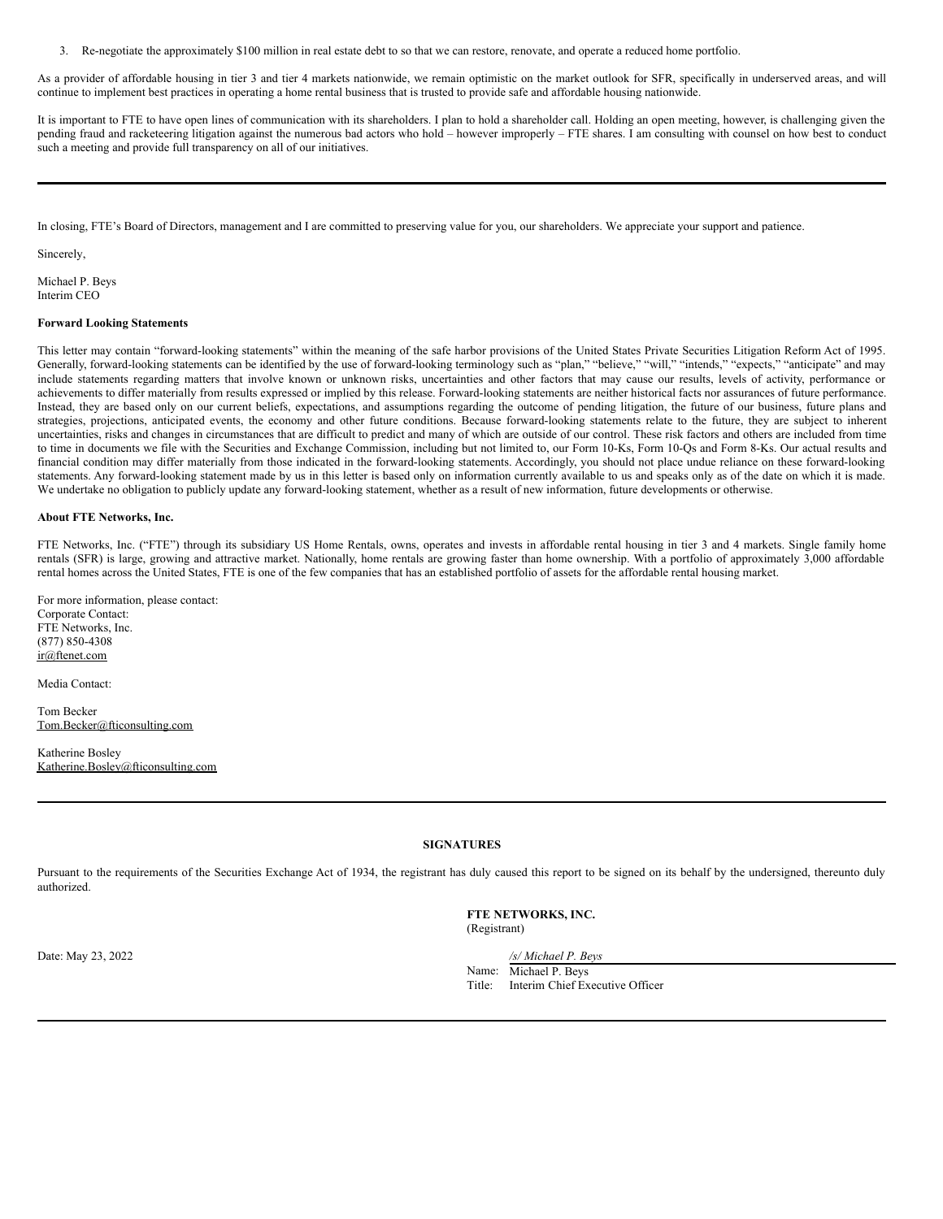3. Re-negotiate the approximately $100 million in real estate debt to so that we can restore, renovate, and operate a reduced home portfolio.

As a provider of affordable housing in tier 3 and tier 4 markets nationwide, we remain optimistic on the market outlook for SFR, specifically in underserved areas, and will continue to implement best practices in operating a home rental business that is trusted to provide safe and affordable housing nationwide.

It is important to FTE to have open lines of communication with its shareholders. I plan to hold a shareholder call. Holding an open meeting, however, is challenging given the pending fraud and racketeering litigation against the numerous bad actors who hold – however improperly – FTE shares. I am consulting with counsel on how best to conduct such a meeting and provide full transparency on all of our initiatives.

---

In closing, FTE's Board of Directors, management and I are committed to preserving value for you, our shareholders. We appreciate your support and patience.

Sincerely,

Michael P. Beys
Interim CEO

**Forward Looking Statements**

This letter may contain "forward-looking statements" within the meaning of the safe harbor provisions of the United States Private Securities Litigation Reform Act of 1995. Generally, forward-looking statements can be identified by the use of forward-looking terminology such as "plan," "believe," "will," "intends," "expects," "anticipate" and may include statements regarding matters that involve known or unknown risks, uncertainties and other factors that may cause our results, levels of activity, performance or achievements to differ materially from results expressed or implied by this release. Forward-looking statements are neither historical facts nor assurances of future performance. Instead, they are based only on our current beliefs, expectations, and assumptions regarding the outcome of pending litigation, the future of our business, future plans and strategies, projections, anticipated events, the economy and other future conditions. Because forward-looking statements relate to the future, they are subject to inherent uncertainties, risks and changes in circumstances that are difficult to predict and many of which are outside of our control. These risk factors and others are included from time to time in documents we file with the Securities and Exchange Commission, including but not limited to, our Form 10-Ks, Form 10-Qs and Form 8-Ks. Our actual results and financial condition may differ materially from those indicated in the forward-looking statements. Accordingly, you should not place undue reliance on these forward-looking statements. Any forward-looking statement made by us in this letter is based only on information currently available to us and speaks only as of the date on which it is made. We undertake no obligation to publicly update any forward-looking statement, whether as a result of new information, future developments or otherwise.

**About FTE Networks, Inc.**

FTE Networks, Inc. ("FTE") through its subsidiary US Home Rentals, owns, operates and invests in affordable rental housing in tier 3 and 4 markets. Single family home rentals (SFR) is large, growing and attractive market. Nationally, home rentals are growing faster than home ownership. With a portfolio of approximately 3,000 affordable rental homes across the United States, FTE is one of the few companies that has an established portfolio of assets for the affordable rental housing market.

For more information, please contact:
Corporate Contact:
FTE Networks, Inc.
(877) 850-4308
ir@ftenet.com

Media Contact:

Tom Becker
Tom.Becker@fticonsulting.com

Katherine Bosley
Katherine.Bosley@fticonsulting.com

---

**SIGNATURES**

Pursuant to the requirements of the Securities Exchange Act of 1934, the registrant has duly caused this report to be signed on its behalf by the undersigned, thereunto duly authorized.

**FTE NETWORKS, INC.**
(Registrant)

Date: May 23, 2022

*/s/ Michael P. Beys*
Name: Michael P. Beys
Title: Interim Chief Executive Officer